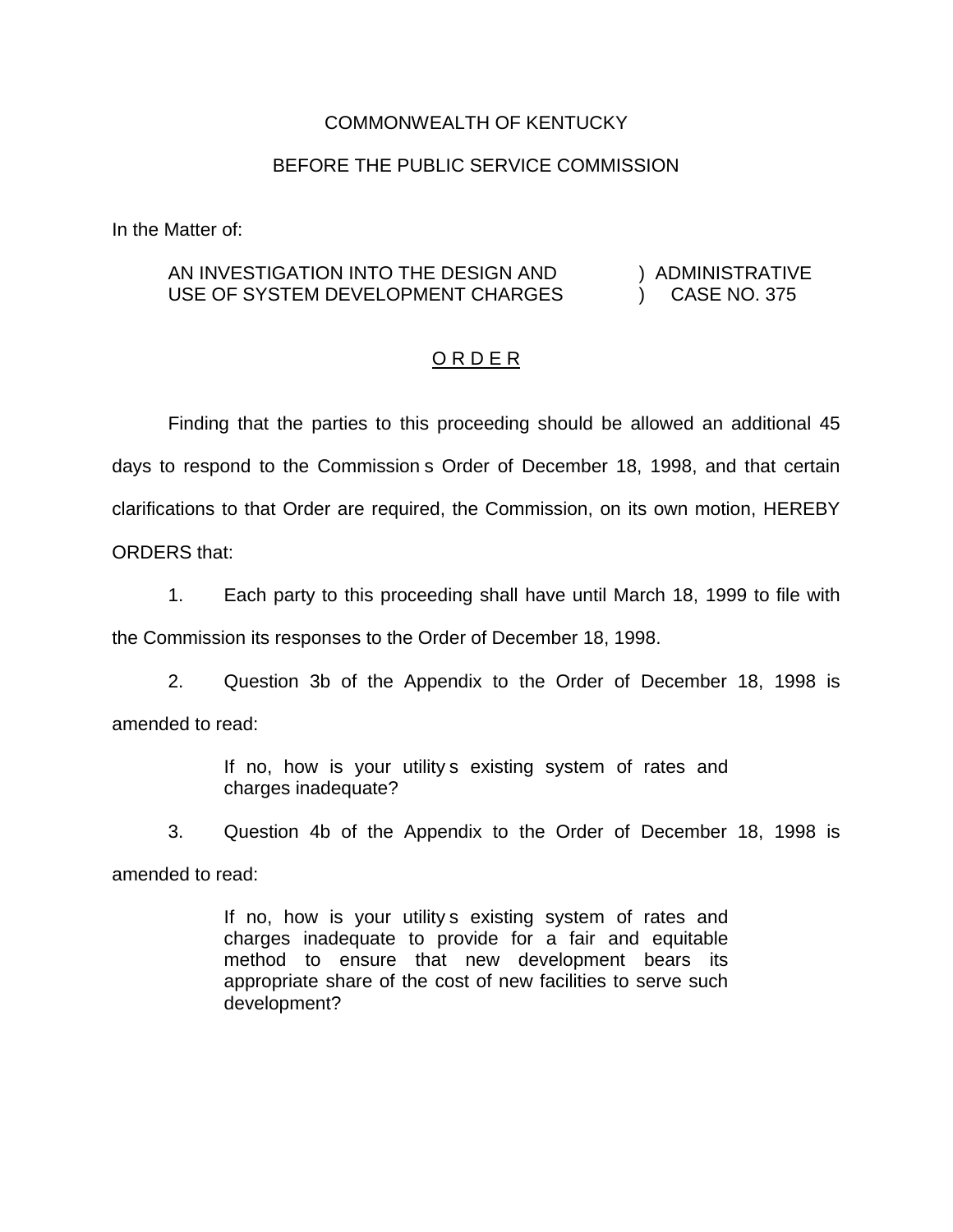COMMONWEALTH OF KENTUCKY

BEFORE THE PUBLIC SERVICE COMMISSION

In the Matter of:

| | |
|---|---|
| AN INVESTIGATION INTO THE DESIGN AND USE OF SYSTEM DEVELOPMENT CHARGES | ) ADMINISTRATIVE ) CASE NO. 375 |

O R D E R

Finding that the parties to this proceeding should be allowed an additional 45 days to respond to the Commission s Order of December 18, 1998, and that certain clarifications to that Order are required, the Commission, on its own motion, HEREBY ORDERS that:

1. Each party to this proceeding shall have until March 18, 1999 to file with the Commission its responses to the Order of December 18, 1998.

2. Question 3b of the Appendix to the Order of December 18, 1998 is amended to read:

> If no, how is your utility s existing system of rates and charges inadequate?

3. Question 4b of the Appendix to the Order of December 18, 1998 is amended to read:

> If no, how is your utility s existing system of rates and charges inadequate to provide for a fair and equitable method to ensure that new development bears its appropriate share of the cost of new facilities to serve such development?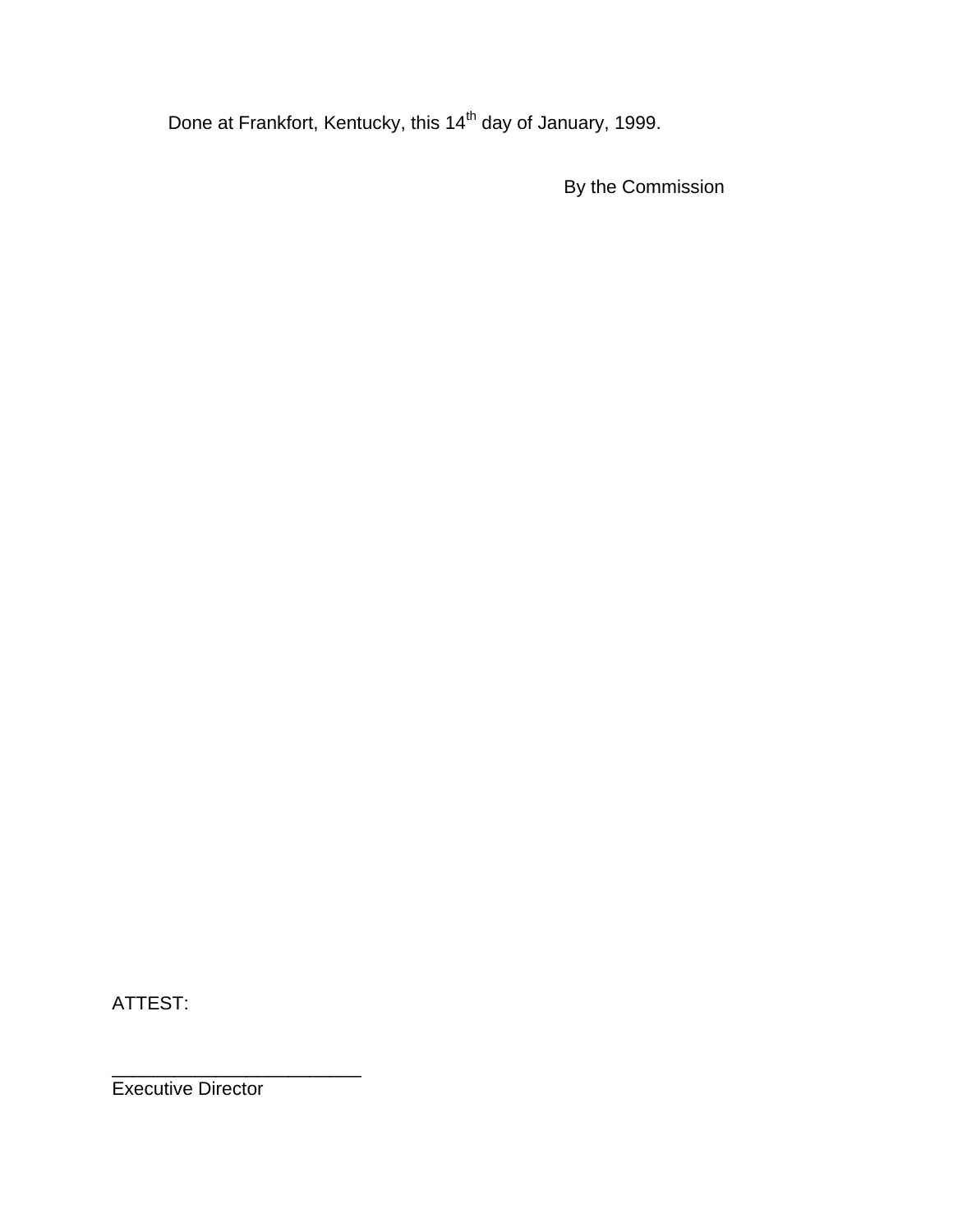Done at Frankfort, Kentucky, this 14th day of January, 1999.

By the Commission

ATTEST:

________________________
Executive Director